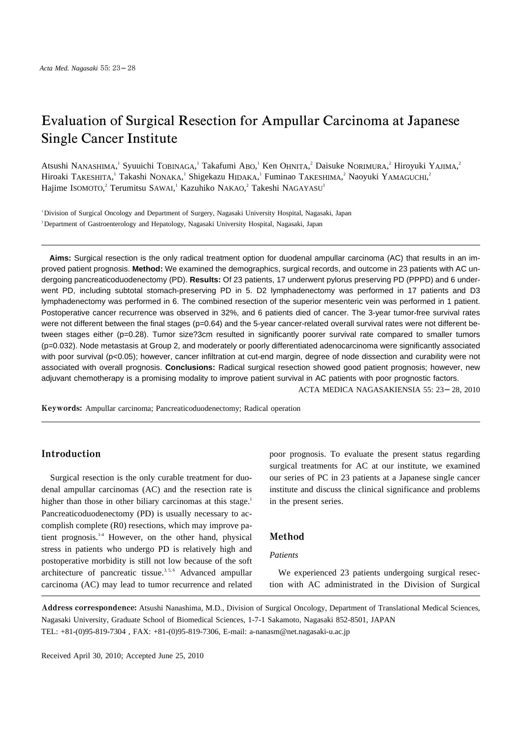# Evaluation of Surgical Resection for Ampullar Carcinoma at Japanese Single Cancer Institute

Atsushi NANASHIMA,[1] Syuuichi TOBINAGA,[1] Takafumi ABO,[1] Ken OHNITA,[2] Daisuke NORIMURA,[2] Hiroyuki YAJIMA,[2] Hiroaki TAKESHITA,[1] Takashi NONAKA,[1] Shigekazu HIDAKA,[1] Fuminao TAKESHIMA,[2] Naoyuki YAMAGUCHI,[2] Hajime ISOMOTO,[2] Terumitsu SAWAI,[1] Kazuhiko NAKAO,[2] Takeshi NAGAYASU[1]

[1] Division of Surgical Oncology and Department of Surgery, Nagasaki University Hospital, Nagasaki, Japan
[2] Department of Gastroenterology and Hepatology, Nagasaki University Hospital, Nagasaki, Japan

**Aims:** Surgical resection is the only radical treatment option for duodenal ampullar carcinoma (AC) that results in an improved patient prognosis. **Method:** We examined the demographics, surgical records, and outcome in 23 patients with AC undergoing pancreaticoduodenectomy (PD). **Results:** Of 23 patients, 17 underwent pylorus preserving PD (PPPD) and 6 underwent PD, including subtotal stomach-preserving PD in 5. D2 lymphadenectomy was performed in 17 patients and D3 lymphadenectomy was performed in 6. The combined resection of the superior mesenteric vein was performed in 1 patient. Postoperative cancer recurrence was observed in 32%, and 6 patients died of cancer. The 3-year tumor-free survival rates were not different between the final stages ($p=0.64$) and the 5-year cancer-related overall survival rates were not different between stages either ($p=0.28$). Tumor size?3cm resulted in significantly poorer survival rate compared to smaller tumors ($p=0.032$). Node metastasis at Group 2, and moderately or poorly differentiated adenocarcinoma were significantly associated with poor survival ($p<0.05$); however, cancer infiltration at cut-end margin, degree of node dissection and curability were not associated with overall prognosis. **Conclusions:** Radical surgical resection showed good patient prognosis; however, new adjuvant chemotherapy is a promising modality to improve patient survival in AC patients with poor prognostic factors.

ACTA MEDICA NAGASAKIENSIA 55: 23−28, 2010

**Keywords:** Ampullar carcinoma; Pancreaticoduodenectomy; Radical operation

## Introduction

Surgical resection is the only curable treatment for duodenal ampullar carcinomas (AC) and the resection rate is higher than those in other biliary carcinomas at this stage.[1] Pancreaticoduodenectomy (PD) is usually necessary to accomplish complete (R0) resections, which may improve patient prognosis.[1-4] However, on the other hand, physical stress in patients who undergo PD is relatively high and postoperative morbidity is still not low because of the soft architecture of pancreatic tissue.[3,5,6] Advanced ampullar carcinoma (AC) may lead to tumor recurrence and related poor prognosis. To evaluate the present status regarding surgical treatments for AC at our institute, we examined our series of PC in 23 patients at a Japanese single cancer institute and discuss the clinical significance and problems in the present series.

## Method

### *Patients*

We experienced 23 patients undergoing surgical resection with AC administrated in the Division of Surgical

**Address correspondence:** Atsushi Nanashima, M.D., Division of Surgical Oncology, Department of Translational Medical Sciences, Nagasaki University, Graduate School of Biomedical Sciences, 1-7-1 Sakamoto, Nagasaki 852-8501, JAPAN
TEL: +81-(0)95-819-7304 , FAX: +81-(0)95-819-7306, E-mail: a-nanasm@net.nagasaki-u.ac.jp

Received April 30, 2010; Accepted June 25, 2010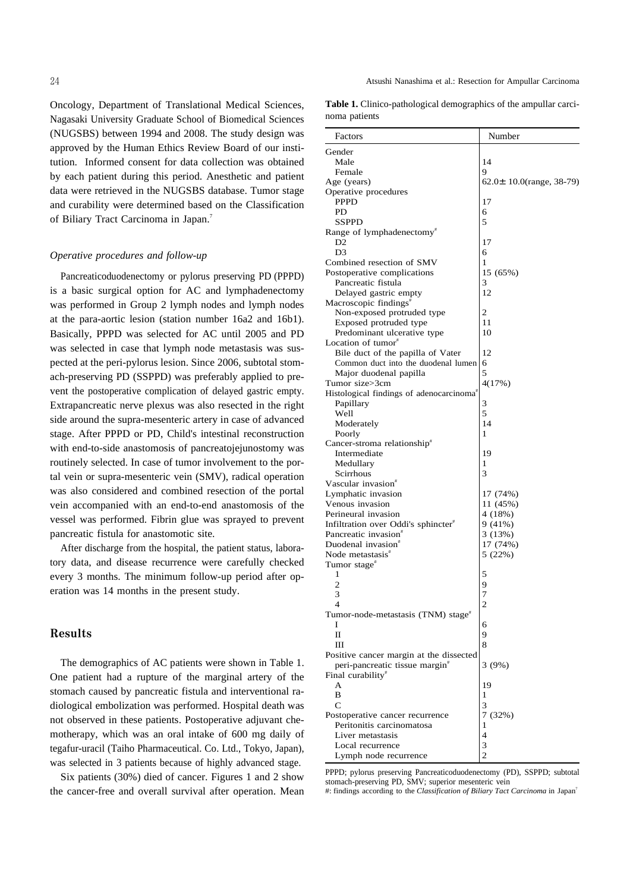Oncology, Department of Translational Medical Sciences, Nagasaki University Graduate School of Biomedical Sciences (NUGSBS) between 1994 and 2008. The study design was approved by the Human Ethics Review Board of our institution. Informed consent for data collection was obtained by each patient during this period. Anesthetic and patient data were retrieved in the NUGSBS database. Tumor stage and curability were determined based on the Classification of Biliary Tract Carcinoma in Japan.[7]

### *Operative procedures and follow-up*

Pancreaticoduodenectomy or pylorus preserving PD (PPPD) is a basic surgical option for AC and lymphadenectomy was performed in Group 2 lymph nodes and lymph nodes at the para-aortic lesion (station number 16a2 and 16b1). Basically, PPPD was selected for AC until 2005 and PD was selected in case that lymph node metastasis was suspected at the peri-pylorus lesion. Since 2006, subtotal stomach-preserving PD (SSPPD) was preferably applied to prevent the postoperative complication of delayed gastric empty. Extrapancreatic nerve plexus was also resected in the right side around the supra-mesenteric artery in case of advanced stage. After PPPD or PD, Child's intestinal reconstruction with end-to-side anastomosis of pancreatojejunostomy was routinely selected. In case of tumor involvement to the portal vein or supra-mesenteric vein (SMV), radical operation was also considered and combined resection of the portal vein accompanied with an end-to-end anastomosis of the vessel was performed. Fibrin glue was sprayed to prevent pancreatic fistula for anastomotic site.

After discharge from the hospital, the patient status, laboratory data, and disease recurrence were carefully checked every 3 months. The minimum follow-up period after operation was 14 months in the present study.

## Results

The demographics of AC patients were shown in Table 1. One patient had a rupture of the marginal artery of the stomach caused by pancreatic fistula and interventional radiological embolization was performed. Hospital death was not observed in these patients. Postoperative adjuvant chemotherapy, which was an oral intake of 600 mg daily of tegafur-uracil (Taiho Pharmaceutical. Co. Ltd., Tokyo, Japan), was selected in 3 patients because of highly advanced stage.

Six patients (30%) died of cancer. Figures 1 and 2 show the cancer-free and overall survival after operation. Mean

**Table 1.** Clinico-pathological demographics of the ampullar carcinoma patients

| Factors | Number |
|---|---|
| Gender | |
| Male | 14 |
| Female | 9 |
| Age (years) | 62.0± 10.0(range, 38-79) |
| Operative procedures | |
| PPPD | 17 |
| PD | 6 |
| SSPPD | 5 |
| Range of lymphadenectomy# | |
| D2 | 17 |
| D3 | 6 |
| Combined resection of SMV | 1 |
| Postoperative complications | 15 (65%) |
| Pancreatic fistula | 3 |
| Delayed gastric empty | 12 |
| Macroscopic findings# | |
| Non-exposed protruded type | 2 |
| Exposed protruded type | 11 |
| Predominant ulcerative type | 10 |
| Location of tumor# | |
| Bile duct of the papilla of Vater | 12 |
| Common duct into the duodenal lumen | 6 |
| Major duodenal papilla | 5 |
| Tumor size>3cm | 4(17%) |
| Histological findings of adenocarcinoma# | |
| Papillary | 3 |
| Well | 5 |
| Moderately | 14 |
| Poorly | 1 |
| Cancer-stroma relationship# | |
| Intermediate | 19 |
| Medullary | 1 |
| Scirrhous | 3 |
| Vascular invasion# | |
| Lymphatic invasion | 17 (74%) |
| Venous invasion | 11 (45%) |
| Perineural invasion | 4 (18%) |
| Infiltration over Oddi's sphincter# | 9 (41%) |
| Pancreatic invasion# | 3 (13%) |
| Duodenal invasion# | 17 (74%) |
| Node metastasis# | 5 (22%) |
| Tumor stage# | |
| 1 | 5 |
| 2 | 9 |
| 3 | 7 |
| 4 | 2 |
| Tumor-node-metastasis (TNM) stage# | |
| I | 6 |
| II | 9 |
| III | 8 |
| Positive cancer margin at the dissected peri-pancreatic tissue margin# | 3 (9%) |
| Final curability# | |
| A | 19 |
| B | 1 |
| C | 3 |
| Postoperative cancer recurrence | 7 (32%) |
| Peritonitis carcinomatosa | 1 |
| Liver metastasis | 4 |
| Local recurrence | 3 |
| Lymph node recurrence | 2 |

PPPD; pylorus preserving Pancreaticoduodenectomy (PD), SSPPD; subtotal stomach-preserving PD, SMV; superior mesenteric vein
#: findings according to the *Classification of Biliary Tact Carcinoma* in Japan[7]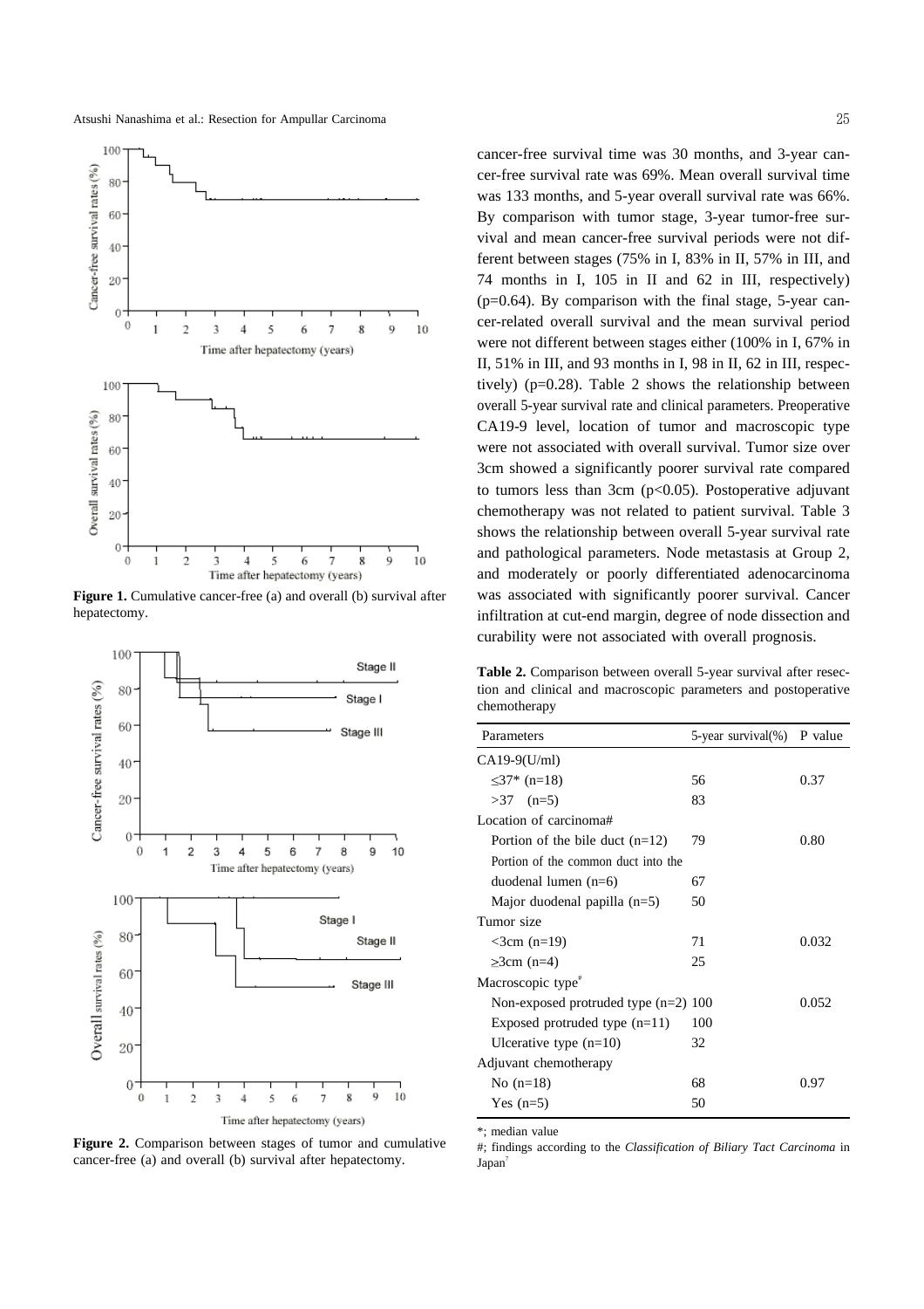**Figure 1.** Cumulative cancer-free (a) and overall (b) survival after hepatectomy.

**Figure 2.** Comparison between stages of tumor and cumulative cancer-free (a) and overall (b) survival after hepatectomy.

cancer-free survival time was 30 months, and 3-year cancer-free survival rate was 69%. Mean overall survival time was 133 months, and 5-year overall survival rate was 66%. By comparison with tumor stage, 3-year tumor-free survival and mean cancer-free survival periods were not different between stages (75% in I, 83% in II, 57% in III, and 74 months in I, 105 in II and 62 in III, respectively) (p=0.64). By comparison with the final stage, 5-year cancer-related overall survival and the mean survival period were not different between stages either (100% in I, 67% in II, 51% in III, and 93 months in I, 98 in II, 62 in III, respectively) (p=0.28). Table 2 shows the relationship between overall 5-year survival rate and clinical parameters. Preoperative CA19-9 level, location of tumor and macroscopic type were not associated with overall survival. Tumor size over 3cm showed a significantly poorer survival rate compared to tumors less than 3cm (p<0.05). Postoperative adjuvant chemotherapy was not related to patient survival. Table 3 shows the relationship between overall 5-year survival rate and pathological parameters. Node metastasis at Group 2, and moderately or poorly differentiated adenocarcinoma was associated with significantly poorer survival. Cancer infiltration at cut-end margin, degree of node dissection and curability were not associated with overall prognosis.

**Table 2.** Comparison between overall 5-year survival after resection and clinical and macroscopic parameters and postoperative chemotherapy

| Parameters | 5-year survival(%) | P value |
|---|---|---|
| CA19-9(U/ml) | | |
| ≤37* (n=18) | 56 | 0.37 |
| >37 (n=5) | 83 | |
| Location of carcinoma# | | |
| Portion of the bile duct (n=12) | 79 | 0.80 |
| Portion of the common duct into the duodenal lumen (n=6) | 67 | |
| Major duodenal papilla (n=5) | 50 | |
| Tumor size | | |
| <3cm (n=19) | 71 | 0.032 |
| ≥3cm (n=4) | 25 | |
| Macroscopic type# | | |
| Non-exposed protruded type (n=2) | 100 | 0.052 |
| Exposed protruded type (n=11) | 100 | |
| Ulcerative type (n=10) | 32 | |
| Adjuvant chemotherapy | | |
| No (n=18) | 68 | 0.97 |
| Yes (n=5) | 50 | |

*; median value

#; findings according to the *Classification of Biliary Tact Carcinoma* in Japan[7]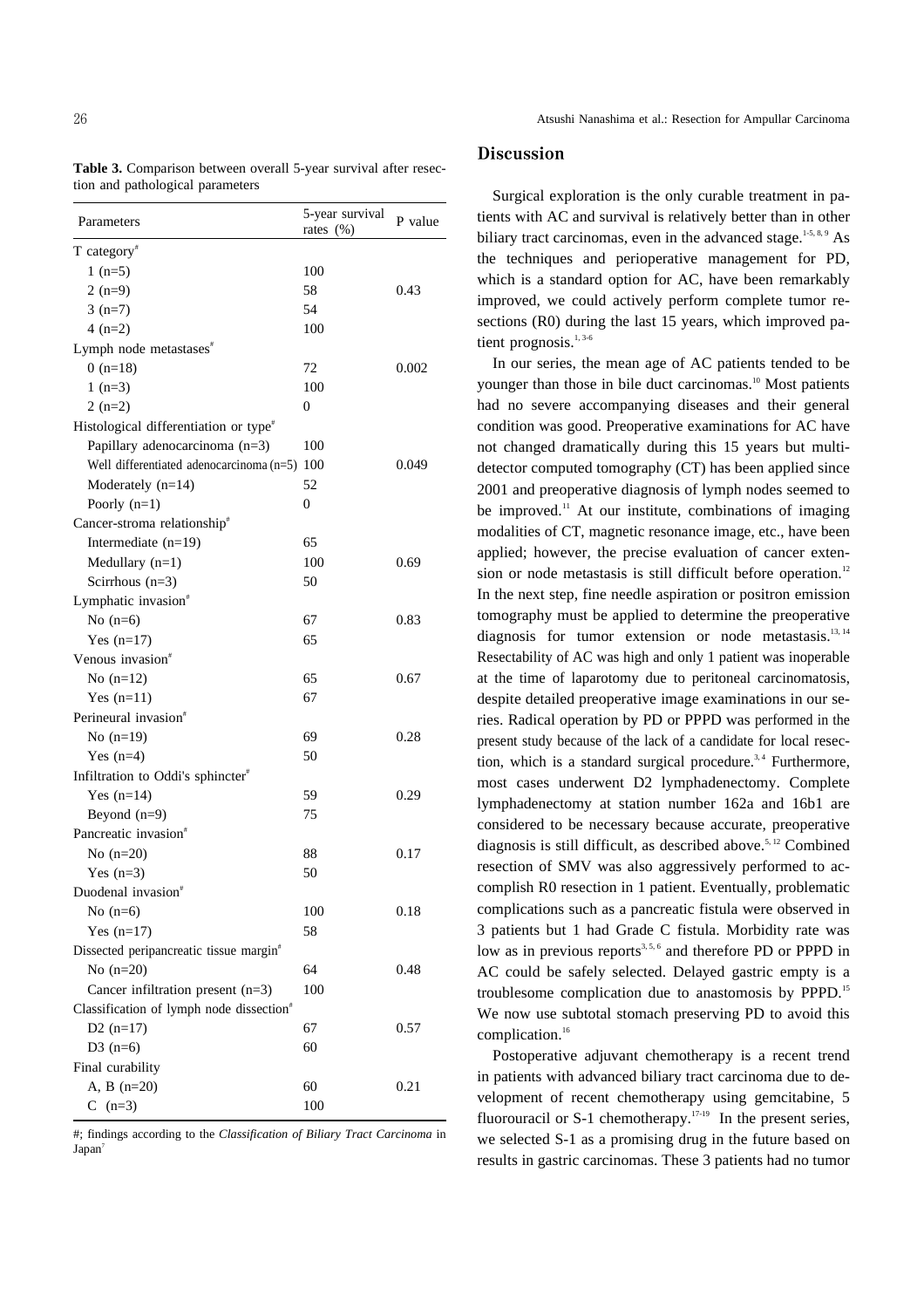**Table 3.** Comparison between overall 5-year survival after resection and pathological parameters

| Parameters | 5-year survival rates (%) | P value |
|---|---|---|
| T category[#] | | |
| 1 (n=5) | 100 | |
| 2 (n=9) | 58 | 0.43 |
| 3 (n=7) | 54 | |
| 4 (n=2) | 100 | |
| Lymph node metastases[#] | | |
| 0 (n=18) | 72 | 0.002 |
| 1 (n=3) | 100 | |
| 2 (n=2) | 0 | |
| Histological differentiation or type[#] | | |
| Papillary adenocarcinoma (n=3) | 100 | |
| Well differentiated adenocarcinoma (n=5) | 100 | 0.049 |
| Moderately (n=14) | 52 | |
| Poorly (n=1) | 0 | |
| Cancer-stroma relationship[#] | | |
| Intermediate (n=19) | 65 | |
| Medullary (n=1) | 100 | 0.69 |
| Scirrhous (n=3) | 50 | |
| Lymphatic invasion[#] | | |
| No (n=6) | 67 | 0.83 |
| Yes (n=17) | 65 | |
| Venous invasion[#] | | |
| No (n=12) | 65 | 0.67 |
| Yes (n=11) | 67 | |
| Perineural invasion[#] | | |
| No (n=19) | 69 | 0.28 |
| Yes (n=4) | 50 | |
| Infiltration to Oddi's sphincter[#] | | |
| Yes (n=14) | 59 | 0.29 |
| Beyond (n=9) | 75 | |
| Pancreatic invasion[#] | | |
| No (n=20) | 88 | 0.17 |
| Yes (n=3) | 50 | |
| Duodenal invasion[#] | | |
| No (n=6) | 100 | 0.18 |
| Yes (n=17) | 58 | |
| Dissected peripancreatic tissue margin[#] | | |
| No (n=20) | 64 | 0.48 |
| Cancer infiltration present (n=3) | 100 | |
| Classification of lymph node dissection[#] | | |
| D2 (n=17) | 67 | 0.57 |
| D3 (n=6) | 60 | |
| Final curability | | |
| A, B (n=20) | 60 | 0.21 |
| C (n=3) | 100 | |

#; findings according to the *Classification of Biliary Tract Carcinoma* in Japan[7]

## Discussion

Surgical exploration is the only curable treatment in patients with AC and survival is relatively better than in other biliary tract carcinomas, even in the advanced stage.[1-5, 8, 9] As the techniques and perioperative management for PD, which is a standard option for AC, have been remarkably improved, we could actively perform complete tumor resections (R0) during the last 15 years, which improved patient prognosis.[1, 3-6]

In our series, the mean age of AC patients tended to be younger than those in bile duct carcinomas.[10] Most patients had no severe accompanying diseases and their general condition was good. Preoperative examinations for AC have not changed dramatically during this 15 years but multidetector computed tomography (CT) has been applied since 2001 and preoperative diagnosis of lymph nodes seemed to be improved.[11] At our institute, combinations of imaging modalities of CT, magnetic resonance image, etc., have been applied; however, the precise evaluation of cancer extension or node metastasis is still difficult before operation.[12] In the next step, fine needle aspiration or positron emission tomography must be applied to determine the preoperative diagnosis for tumor extension or node metastasis.[13, 14] Resectability of AC was high and only 1 patient was inoperable at the time of laparotomy due to peritoneal carcinomatosis, despite detailed preoperative image examinations in our series. Radical operation by PD or PPPD was performed in the present study because of the lack of a candidate for local resection, which is a standard surgical procedure.[3, 4] Furthermore, most cases underwent D2 lymphadenectomy. Complete lymphadenectomy at station number 162a and 16b1 are considered to be necessary because accurate, preoperative diagnosis is still difficult, as described above.[5, 12] Combined resection of SMV was also aggressively performed to accomplish R0 resection in 1 patient. Eventually, problematic complications such as a pancreatic fistula were observed in 3 patients but 1 had Grade C fistula. Morbidity rate was low as in previous reports[3, 5, 6] and therefore PD or PPPD in AC could be safely selected. Delayed gastric empty is a troublesome complication due to anastomosis by PPPD.[15] We now use subtotal stomach preserving PD to avoid this complication.[16]

Postoperative adjuvant chemotherapy is a recent trend in patients with advanced biliary tract carcinoma due to development of recent chemotherapy using gemcitabine, 5 fluorouracil or S-1 chemotherapy.[17-19] In the present series, we selected S-1 as a promising drug in the future based on results in gastric carcinomas. These 3 patients had no tumor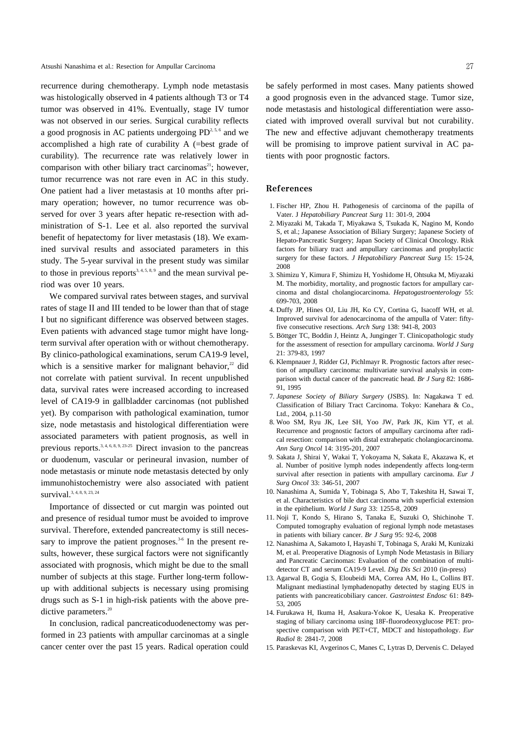recurrence during chemotherapy. Lymph node metastasis was histologically observed in 4 patients although T3 or T4 tumor was observed in 41%. Eventually, stage IV tumor was not observed in our series. Surgical curability reflects a good prognosis in AC patients undergoing PD[2, 5, 6] and we accomplished a high rate of curability A (=best grade of curability). The recurrence rate was relatively lower in comparison with other biliary tract carcinomas[21]; however, tumor recurrence was not rare even in AC in this study. One patient had a liver metastasis at 10 months after primary operation; however, no tumor recurrence was observed for over 3 years after hepatic re-resection with administration of S-1. Lee et al. also reported the survival benefit of hepatectomy for liver metastasis (18). We examined survival results and associated parameters in this study. The 5-year survival in the present study was similar to those in previous reports[3, 4, 5, 8, 9] and the mean survival period was over 10 years.

We compared survival rates between stages, and survival rates of stage II and III tended to be lower than that of stage I but no significant difference was observed between stages. Even patients with advanced stage tumor might have long-term survival after operation with or without chemotherapy. By clinico-pathological examinations, serum CA19-9 level, which is a sensitive marker for malignant behavior,[22] did not correlate with patient survival. In recent unpublished data, survival rates were increased according to increased level of CA19-9 in gallbladder carcinomas (not published yet). By comparison with pathological examination, tumor size, node metastasis and histological differentiation were associated parameters with patient prognosis, as well in previous reports.[3, 4, 6, 8, 9, 23-25] Direct invasion to the pancreas or duodenum, vascular or perineural invasion, number of node metastasis or minute node metastasis detected by only immunohistochemistry were also associated with patient survival.[3, 4, 8, 9, 23, 24]

Importance of dissected or cut margin was pointed out and presence of residual tumor must be avoided to improve survival. Therefore, extended pancreatectomy is still necessary to improve the patient prognoses.[3-6] In the present results, however, these surgical factors were not significantly associated with prognosis, which might be due to the small number of subjects at this stage. Further long-term follow-up with additional subjects is necessary using promising drugs such as S-1 in high-risk patients with the above predictive parameters.[20]

In conclusion, radical pancreaticoduodenectomy was performed in 23 patients with ampullar carcinomas at a single cancer center over the past 15 years. Radical operation could be safely performed in most cases. Many patients showed a good prognosis even in the advanced stage. Tumor size, node metastasis and histological differentiation were associated with improved overall survival but not curability. The new and effective adjuvant chemotherapy treatments will be promising to improve patient survival in AC patients with poor prognostic factors.

## References

1. Fischer HP, Zhou H. Pathogenesis of carcinoma of the papilla of Vater. J *Hepatobiliary Pancreat Surg* 11: 301-9, 2004
2. Miyazaki M, Takada T, Miyakawa S, Tsukada K, Nagino M, Kondo S, et al.; Japanese Association of Biliary Surgery; Japanese Society of Hepato-Pancreatic Surgery; Japan Society of Clinical Oncology. Risk factors for biliary tract and ampullary carcinomas and prophylactic surgery for these factors. *J Hepatobiliary Pancreat Surg* 15: 15-24, 2008
3. Shimizu Y, Kimura F, Shimizu H, Yoshidome H, Ohtsuka M, Miyazaki M. The morbidity, mortality, and prognostic factors for ampullary carcinoma and distal cholangiocarcinoma. *Hepatogastroenterology* 55: 699-703, 2008
4. Duffy JP, Hines OJ, Liu JH, Ko CY, Cortina G, Isacoff WH, et al. Improved survival for adenocarcinoma of the ampulla of Vater: fifty-five consecutive resections. *Arch Surg* 138: 941-8, 2003
5. Böttger TC, Boddin J, Heintz A, Junginger T. Clinicopathologic study for the assessment of resection for ampullary carcinoma. *World J Surg* 21: 379-83, 1997
6. Klempnauer J, Ridder GJ, Pichlmayr R. Prognostic factors after resection of ampullary carcinoma: multivariate survival analysis in comparison with ductal cancer of the pancreatic head. *Br J Surg* 82: 1686-91, 1995
7. *Japanese Society of Biliary Surgery* (JSBS). In: Nagakawa T ed. Classification of Biliary Tract Carcinoma. Tokyo: Kanehara & Co., Ltd., 2004, p.11-50
8. Woo SM, Ryu JK, Lee SH, Yoo JW, Park JK, Kim YT, et al. Recurrence and prognostic factors of ampullary carcinoma after radical resection: comparison with distal extrahepatic cholangiocarcinoma. *Ann Surg Oncol* 14: 3195-201, 2007
9. Sakata J, Shirai Y, Wakai T, Yokoyama N, Sakata E, Akazawa K, et al. Number of positive lymph nodes independently affects long-term survival after resection in patients with ampullary carcinoma. *Eur J Surg Oncol* 33: 346-51, 2007
10. Nanashima A, Sumida Y, Tobinaga S, Abo T, Takeshita H, Sawai T, et al. Characteristics of bile duct carcinoma with superficial extension in the epithelium. *World J Surg* 33: 1255-8, 2009
11. Noji T, Kondo S, Hirano S, Tanaka E, Suzuki O, Shichinohe T. Computed tomography evaluation of regional lymph node metastases in patients with biliary cancer. *Br J Surg* 95: 92-6, 2008
12. Nanashima A, Sakamoto I, Hayashi T, Tobinaga S, Araki M, Kunizaki M, et al. Preoperative Diagnosis of Lymph Node Metastasis in Biliary and Pancreatic Carcinomas: Evaluation of the combination of multi-detector CT and serum CA19-9 Level. *Dig Dis Sci* 2010 (in-press)
13. Agarwal B, Gogia S, Eloubeidi MA, Correa AM, Ho L, Collins BT. Malignant mediastinal lymphadenopathy detected by staging EUS in patients with pancreaticobiliary cancer. *Gastrointest Endosc* 61: 849-53, 2005
14. Furukawa H, Ikuma H, Asakura-Yokoe K, Uesaka K. Preoperative staging of biliary carcinoma using 18F-fluorodeoxyglucose PET: prospective comparison with PET+CT, MDCT and histopathology. *Eur Radiol* 8: 2841-7, 2008
15. Paraskevas KI, Avgerinos C, Manes C, Lytras D, Dervenis C. Delayed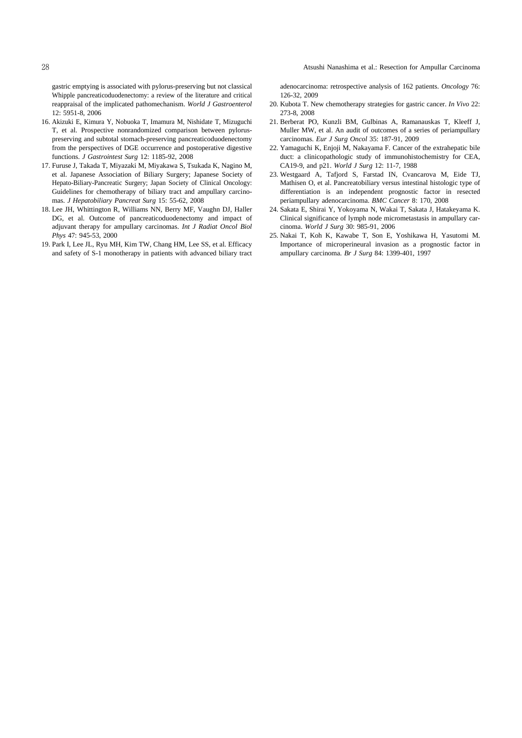gastric emptying is associated with pylorus-preserving but not classical Whipple pancreaticoduodenectomy: a review of the literature and critical reappraisal of the implicated pathomechanism. *World J Gastroenterol* 12: 5951-8, 2006

16. Akizuki E, Kimura Y, Nobuoka T, Imamura M, Nishidate T, Mizuguchi T, et al. Prospective nonrandomized comparison between pylorus-preserving and subtotal stomach-preserving pancreaticoduodenectomy from the perspectives of DGE occurrence and postoperative digestive functions. *J Gastrointest Surg* 12: 1185-92, 2008
17. Furuse J, Takada T, Miyazaki M, Miyakawa S, Tsukada K, Nagino M, et al. Japanese Association of Biliary Surgery; Japanese Society of Hepato-Biliary-Pancreatic Surgery; Japan Society of Clinical Oncology: Guidelines for chemotherapy of biliary tract and ampullary carcinomas. *J Hepatobiliary Pancreat Surg* 15: 55-62, 2008
18. Lee JH, Whittington R, Williams NN, Berry MF, Vaughn DJ, Haller DG, et al. Outcome of pancreaticoduodenectomy and impact of adjuvant therapy for ampullary carcinomas. *Int J Radiat Oncol Biol Phys* 47: 945-53, 2000
19. Park I, Lee JL, Ryu MH, Kim TW, Chang HM, Lee SS, et al. Efficacy and safety of S-1 monotherapy in patients with advanced biliary tract adenocarcinoma: retrospective analysis of 162 patients. *Oncology* 76: 126-32, 2009
20. Kubota T. New chemotherapy strategies for gastric cancer. *In Vivo* 22: 273-8, 2008
21. Berberat PO, Kunzli BM, Gulbinas A, Ramanauskas T, Kleeff J, Muller MW, et al. An audit of outcomes of a series of periampullary carcinomas. *Eur J Surg Oncol* 35: 187-91, 2009
22. Yamaguchi K, Enjoji M, Nakayama F. Cancer of the extrahepatic bile duct: a clinicopathologic study of immunohistochemistry for CEA, CA19-9, and p21. *World J Surg* 12: 11-7, 1988
23. Westgaard A, Tafjord S, Farstad IN, Cvancarova M, Eide TJ, Mathisen O, et al. Pancreatobiliary versus intestinal histologic type of differentiation is an independent prognostic factor in resected periampullary adenocarcinoma. *BMC Cancer* 8: 170, 2008
24. Sakata E, Shirai Y, Yokoyama N, Wakai T, Sakata J, Hatakeyama K. Clinical significance of lymph node micrometastasis in ampullary carcinoma. *World J Surg* 30: 985-91, 2006
25. Nakai T, Koh K, Kawabe T, Son E, Yoshikawa H, Yasutomi M. Importance of microperineural invasion as a prognostic factor in ampullary carcinoma. *Br J Surg* 84: 1399-401, 1997